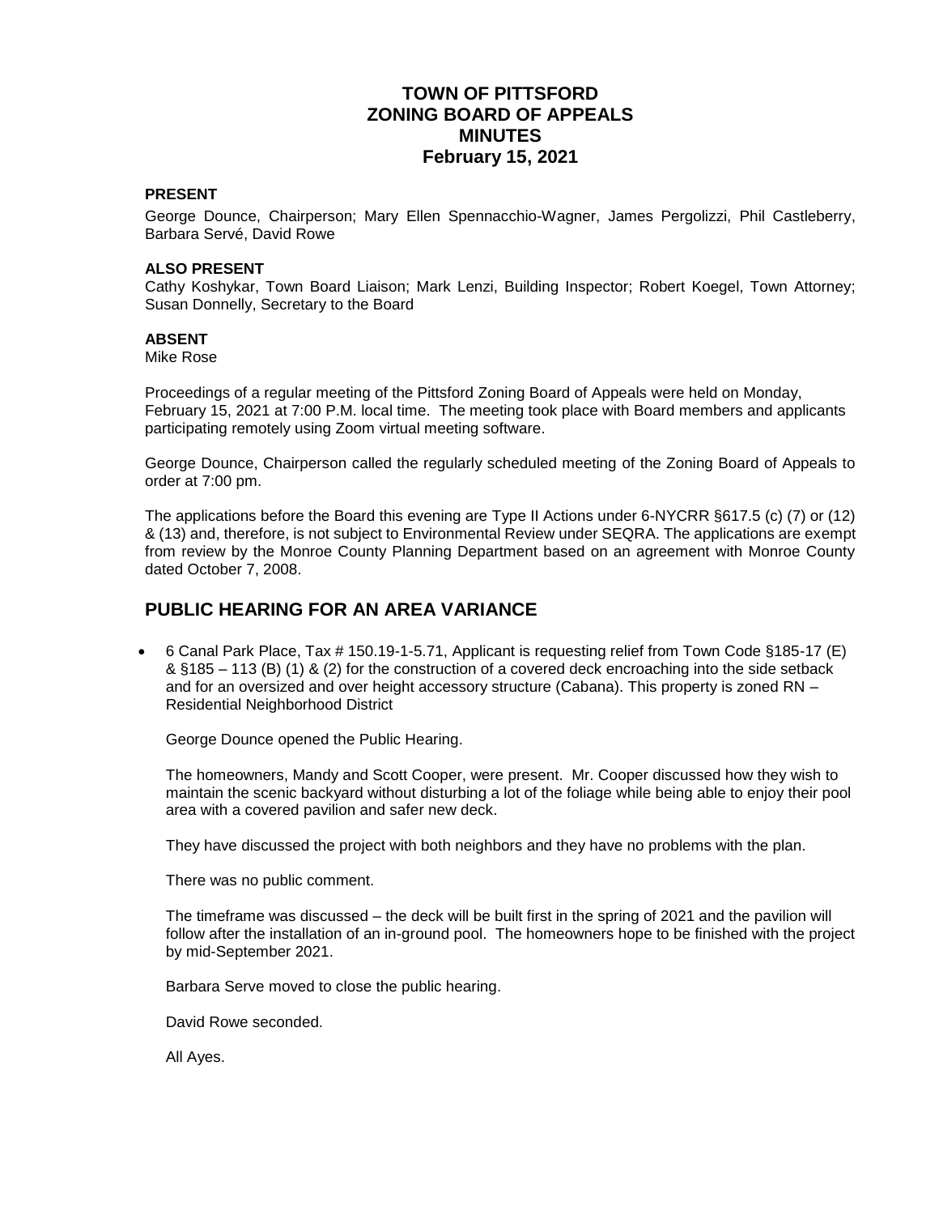# TOWN OF PITTSFORD
# ZONING BOARD OF APPEALS
# MINUTES
# February 15, 2021

**PRESENT**

George Dounce, Chairperson; Mary Ellen Spennacchio-Wagner, James Pergolizzi, Phil Castleberry, Barbara Servé, David Rowe

**ALSO PRESENT**

Cathy Koshykar, Town Board Liaison; Mark Lenzi, Building Inspector; Robert Koegel, Town Attorney; Susan Donnelly, Secretary to the Board

**ABSENT**

Mike Rose

Proceedings of a regular meeting of the Pittsford Zoning Board of Appeals were held on Monday, February 15, 2021 at 7:00 P.M. local time. The meeting took place with Board members and applicants participating remotely using Zoom virtual meeting software.

George Dounce, Chairperson called the regularly scheduled meeting of the Zoning Board of Appeals to order at 7:00 pm.

The applications before the Board this evening are Type II Actions under 6-NYCRR §617.5 (c) (7) or (12) & (13) and, therefore, is not subject to Environmental Review under SEQRA. The applications are exempt from review by the Monroe County Planning Department based on an agreement with Monroe County dated October 7, 2008.

## PUBLIC HEARING FOR AN AREA VARIANCE

- 6 Canal Park Place, Tax # 150.19-1-5.71, Applicant is requesting relief from Town Code §185-17 (E) & §185 – 113 (B) (1) & (2) for the construction of a covered deck encroaching into the side setback and for an oversized and over height accessory structure (Cabana). This property is zoned RN – Residential Neighborhood District

  George Dounce opened the Public Hearing.

  The homeowners, Mandy and Scott Cooper, were present. Mr. Cooper discussed how they wish to maintain the scenic backyard without disturbing a lot of the foliage while being able to enjoy their pool area with a covered pavilion and safer new deck.

  They have discussed the project with both neighbors and they have no problems with the plan.

  There was no public comment.

  The timeframe was discussed – the deck will be built first in the spring of 2021 and the pavilion will follow after the installation of an in-ground pool. The homeowners hope to be finished with the project by mid-September 2021.

  Barbara Serve moved to close the public hearing.

  David Rowe seconded.

  All Ayes.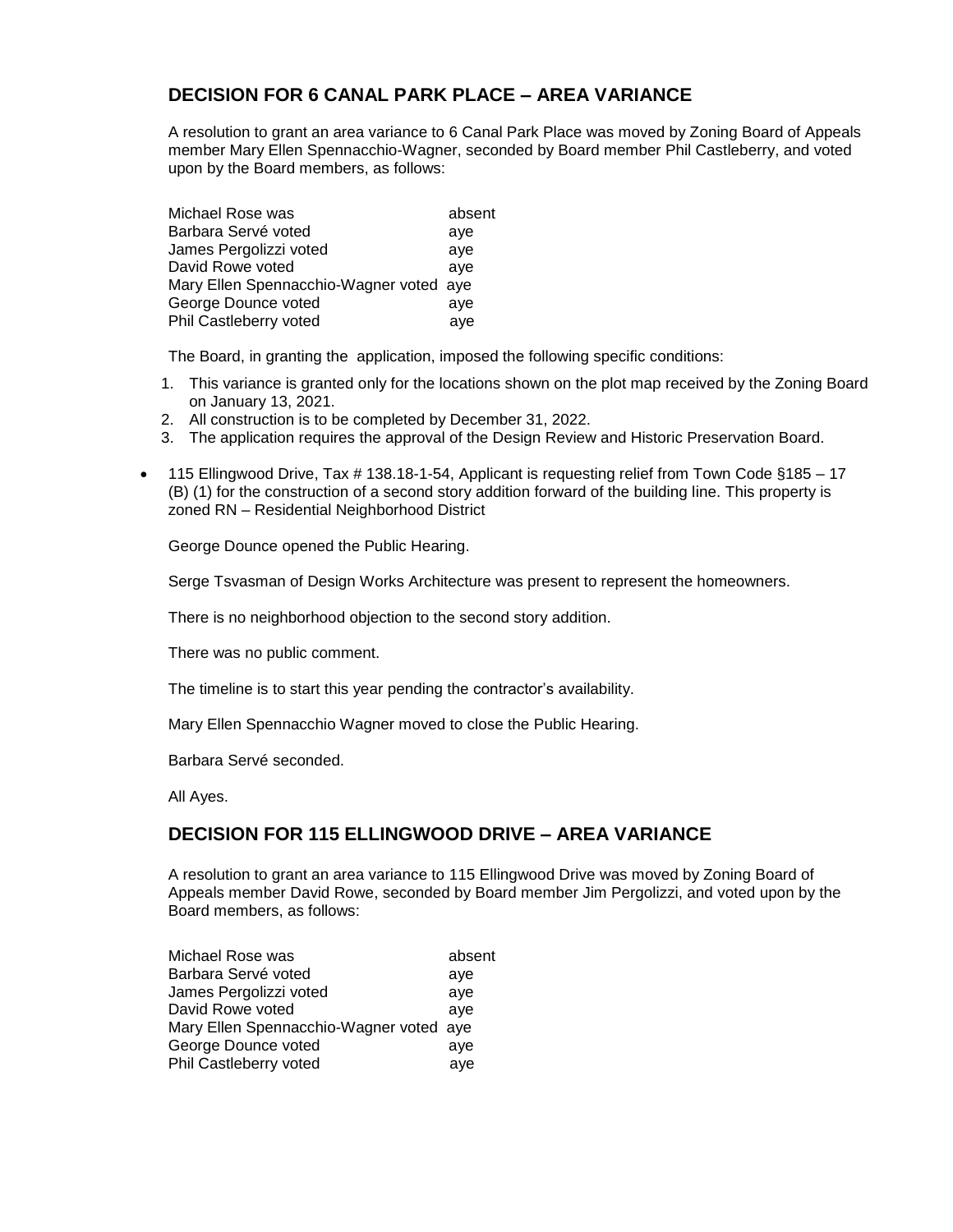## DECISION FOR 6 CANAL PARK PLACE – AREA VARIANCE

A resolution to grant an area variance to 6 Canal Park Place was moved by Zoning Board of Appeals member Mary Ellen Spennacchio-Wagner, seconded by Board member Phil Castleberry, and voted upon by the Board members, as follows:

| | |
|---|---|
| Michael Rose was | absent |
| Barbara Servé voted | aye |
| James Pergolizzi voted | aye |
| David Rowe voted | aye |
| Mary Ellen Spennacchio-Wagner voted | aye |
| George Dounce voted | aye |
| Phil Castleberry voted | aye |

The Board, in granting the application, imposed the following specific conditions:

1. This variance is granted only for the locations shown on the plot map received by the Zoning Board on January 13, 2021.
2. All construction is to be completed by December 31, 2022.
3. The application requires the approval of the Design Review and Historic Preservation Board.

- 115 Ellingwood Drive, Tax # 138.18-1-54, Applicant is requesting relief from Town Code §185 – 17 (B) (1) for the construction of a second story addition forward of the building line. This property is zoned RN – Residential Neighborhood District

George Dounce opened the Public Hearing.

Serge Tsvasman of Design Works Architecture was present to represent the homeowners.

There is no neighborhood objection to the second story addition.

There was no public comment.

The timeline is to start this year pending the contractor's availability.

Mary Ellen Spennacchio Wagner moved to close the Public Hearing.

Barbara Servé seconded.

All Ayes.

## DECISION FOR 115 ELLINGWOOD DRIVE – AREA VARIANCE

A resolution to grant an area variance to 115 Ellingwood Drive was moved by Zoning Board of Appeals member David Rowe, seconded by Board member Jim Pergolizzi, and voted upon by the Board members, as follows:

| | |
|---|---|
| Michael Rose was | absent |
| Barbara Servé voted | aye |
| James Pergolizzi voted | aye |
| David Rowe voted | aye |
| Mary Ellen Spennacchio-Wagner voted | aye |
| George Dounce voted | aye |
| Phil Castleberry voted | aye |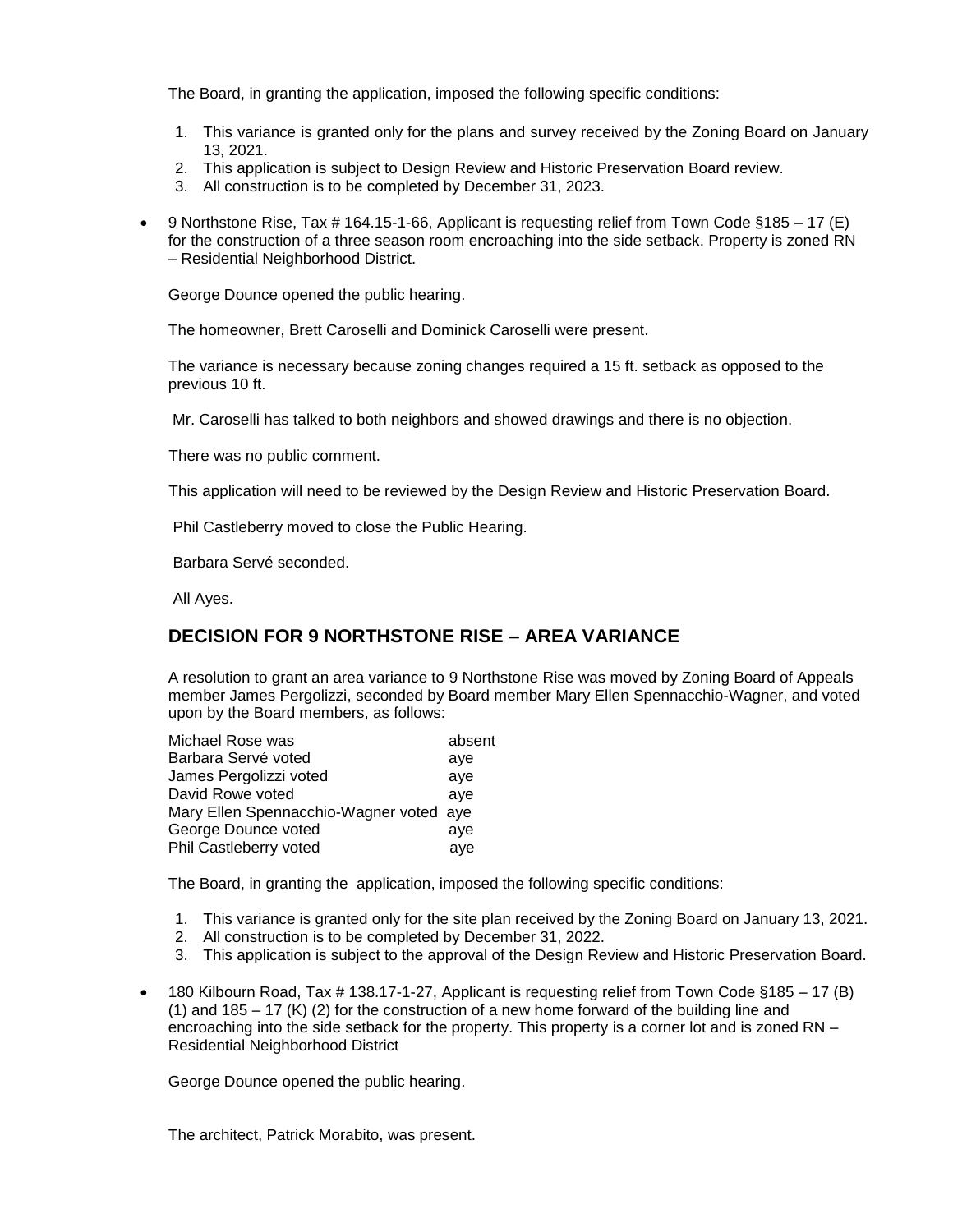The Board, in granting the application, imposed the following specific conditions:

1. This variance is granted only for the plans and survey received by the Zoning Board on January 13, 2021.
2. This application is subject to Design Review and Historic Preservation Board review.
3. All construction is to be completed by December 31, 2023.

- 9 Northstone Rise, Tax # 164.15-1-66, Applicant is requesting relief from Town Code §185 – 17 (E) for the construction of a three season room encroaching into the side setback. Property is zoned RN – Residential Neighborhood District.

  George Dounce opened the public hearing.

  The homeowner, Brett Caroselli and Dominick Caroselli were present.

  The variance is necessary because zoning changes required a 15 ft. setback as opposed to the previous 10 ft.

  Mr. Caroselli has talked to both neighbors and showed drawings and there is no objection.

  There was no public comment.

  This application will need to be reviewed by the Design Review and Historic Preservation Board.

  Phil Castleberry moved to close the Public Hearing.

  Barbara Servé seconded.

  All Ayes.

## DECISION FOR 9 NORTHSTONE RISE – AREA VARIANCE

A resolution to grant an area variance to 9 Northstone Rise was moved by Zoning Board of Appeals member James Pergolizzi, seconded by Board member Mary Ellen Spennacchio-Wagner, and voted upon by the Board members, as follows:

| | |
|---|---|
| Michael Rose was | absent |
| Barbara Servé voted | aye |
| James Pergolizzi voted | aye |
| David Rowe voted | aye |
| Mary Ellen Spennacchio-Wagner voted | aye |
| George Dounce voted | aye |
| Phil Castleberry voted | aye |

The Board, in granting the application, imposed the following specific conditions:

1. This variance is granted only for the site plan received by the Zoning Board on January 13, 2021.
2. All construction is to be completed by December 31, 2022.
3. This application is subject to the approval of the Design Review and Historic Preservation Board.

- 180 Kilbourn Road, Tax # 138.17-1-27, Applicant is requesting relief from Town Code §185 – 17 (B) (1) and 185 – 17 (K) (2) for the construction of a new home forward of the building line and encroaching into the side setback for the property. This property is a corner lot and is zoned RN – Residential Neighborhood District

  George Dounce opened the public hearing.

  The architect, Patrick Morabito, was present.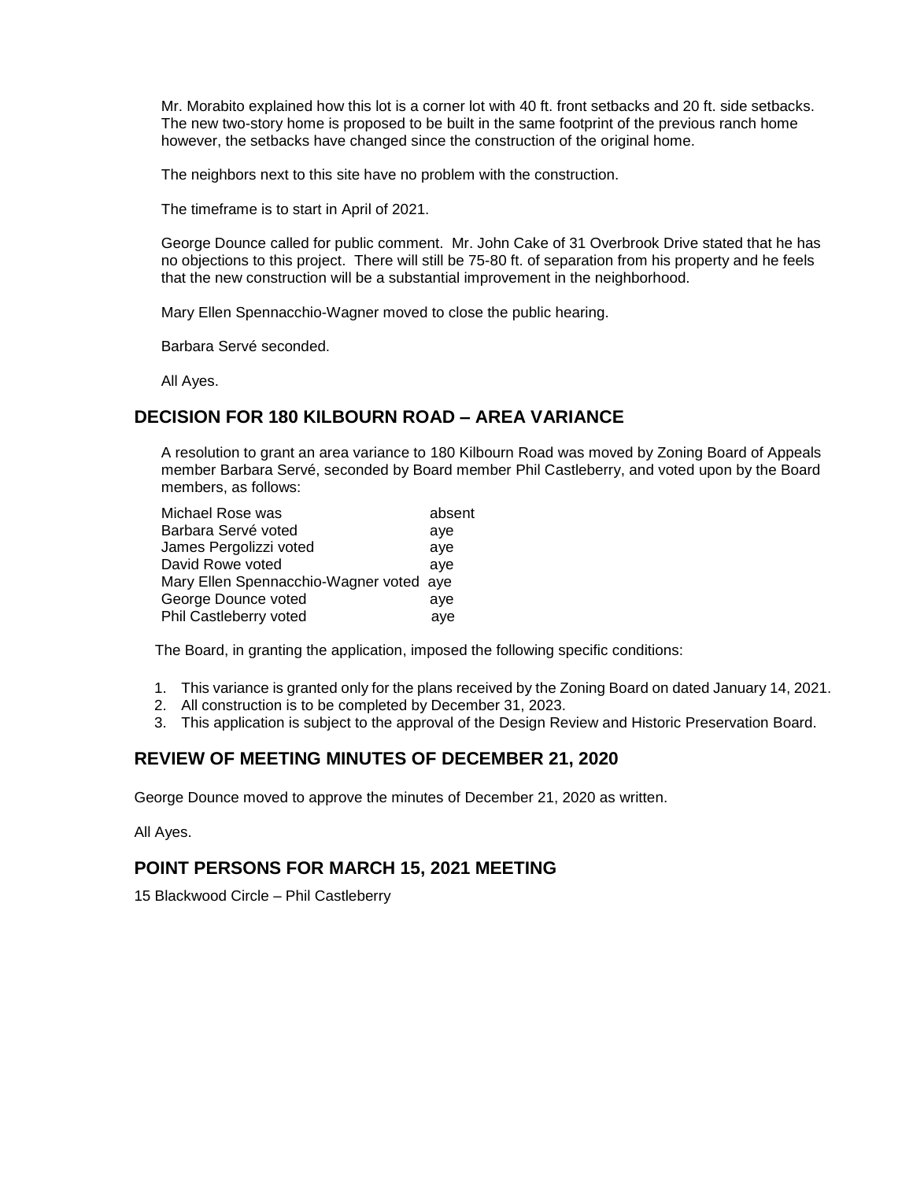Mr. Morabito explained how this lot is a corner lot with 40 ft. front setbacks and 20 ft. side setbacks. The new two-story home is proposed to be built in the same footprint of the previous ranch home however, the setbacks have changed since the construction of the original home.

The neighbors next to this site have no problem with the construction.

The timeframe is to start in April of 2021.

George Dounce called for public comment. Mr. John Cake of 31 Overbrook Drive stated that he has no objections to this project. There will still be 75-80 ft. of separation from his property and he feels that the new construction will be a substantial improvement in the neighborhood.

Mary Ellen Spennacchio-Wagner moved to close the public hearing.

Barbara Servé seconded.

All Ayes.

## DECISION FOR 180 KILBOURN ROAD – AREA VARIANCE

A resolution to grant an area variance to 180 Kilbourn Road was moved by Zoning Board of Appeals member Barbara Servé, seconded by Board member Phil Castleberry, and voted upon by the Board members, as follows:

| | |
|---|---|
| Michael Rose was | absent |
| Barbara Servé voted | aye |
| James Pergolizzi voted | aye |
| David Rowe voted | aye |
| Mary Ellen Spennacchio-Wagner voted | aye |
| George Dounce voted | aye |
| Phil Castleberry voted | aye |

The Board, in granting the application, imposed the following specific conditions:

1. This variance is granted only for the plans received by the Zoning Board on dated January 14, 2021.
2. All construction is to be completed by December 31, 2023.
3. This application is subject to the approval of the Design Review and Historic Preservation Board.

## REVIEW OF MEETING MINUTES OF DECEMBER 21, 2020

George Dounce moved to approve the minutes of December 21, 2020 as written.

All Ayes.

## POINT PERSONS FOR MARCH 15, 2021 MEETING

15 Blackwood Circle – Phil Castleberry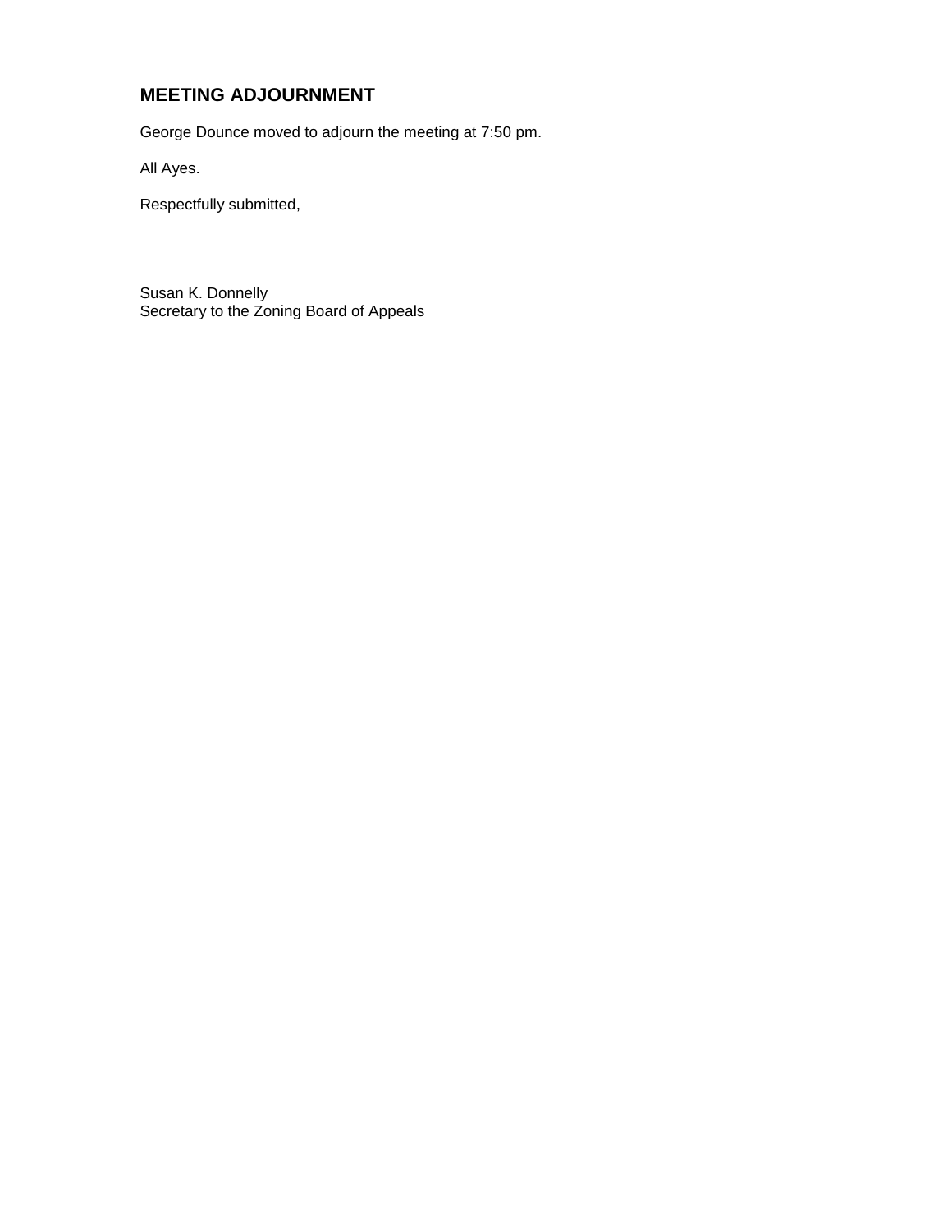## MEETING ADJOURNMENT

George Dounce moved to adjourn the meeting at 7:50 pm.

All Ayes.

Respectfully submitted,

Susan K. Donnelly
Secretary to the Zoning Board of Appeals